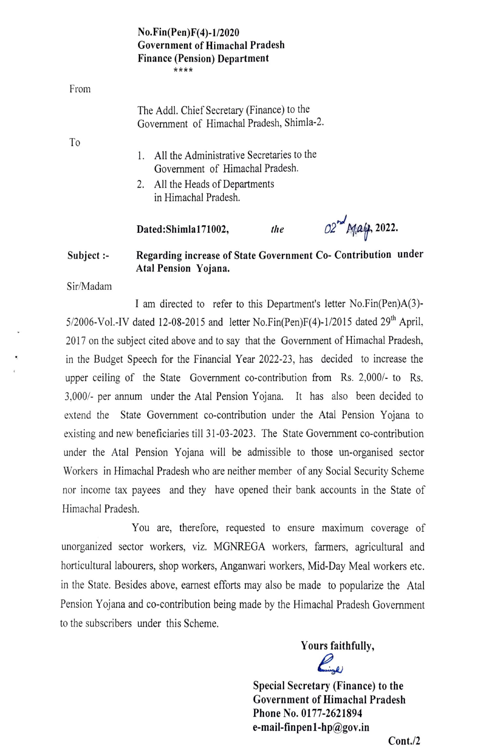**No.Fin(Pen)F(4)-1/2020**
**Government of Himachal Pradesh**
**Finance (Pension) Department**

\*\*\*\*

From

The Addl. Chief Secretary (Finance) to the Government of Himachal Pradesh, Shimla-2.

To

1. All the Administrative Secretaries to the Government of Himachal Pradesh.
2. All the Heads of Departments in Himachal Pradesh.

**Dated:Shimla171002,** *the* 02[nd] May, **2022.**

**Subject :-** **Regarding increase of State Government Co- Contribution under Atal Pension Yojana.**

Sir/Madam

I am directed to refer to this Department's letter No.Fin(Pen)A(3)-5/2006-Vol.-IV dated 12-08-2015 and letter No.Fin(Pen)F(4)-1/2015 dated 29th April, 2017 on the subject cited above and to say that the Government of Himachal Pradesh, in the Budget Speech for the Financial Year 2022-23, has decided to increase the upper ceiling of the State Government co-contribution from Rs. 2,000/- to Rs. 3,000/- per annum under the Atal Pension Yojana. It has also been decided to extend the State Government co-contribution under the Atal Pension Yojana to existing and new beneficiaries till 31-03-2023. The State Government co-contribution under the Atal Pension Yojana will be admissible to those un-organised sector Workers in Himachal Pradesh who are neither member of any Social Security Scheme nor income tax payees and they have opened their bank accounts in the State of Himachal Pradesh.

You are, therefore, requested to ensure maximum coverage of unorganized sector workers, viz. MGNREGA workers, farmers, agricultural and horticultural labourers, shop workers, Anganwari workers, Mid-Day Meal workers etc. in the State. Besides above, earnest efforts may also be made to popularize the Atal Pension Yojana and co-contribution being made by the Himachal Pradesh Government to the subscribers under this Scheme.

**Yours faithfully,**

**Special Secretary (Finance) to the**
**Government of Himachal Pradesh**
**Phone No. 0177-2621894**
**e-mail-finpen1-hp@gov.in**

**Cont./2**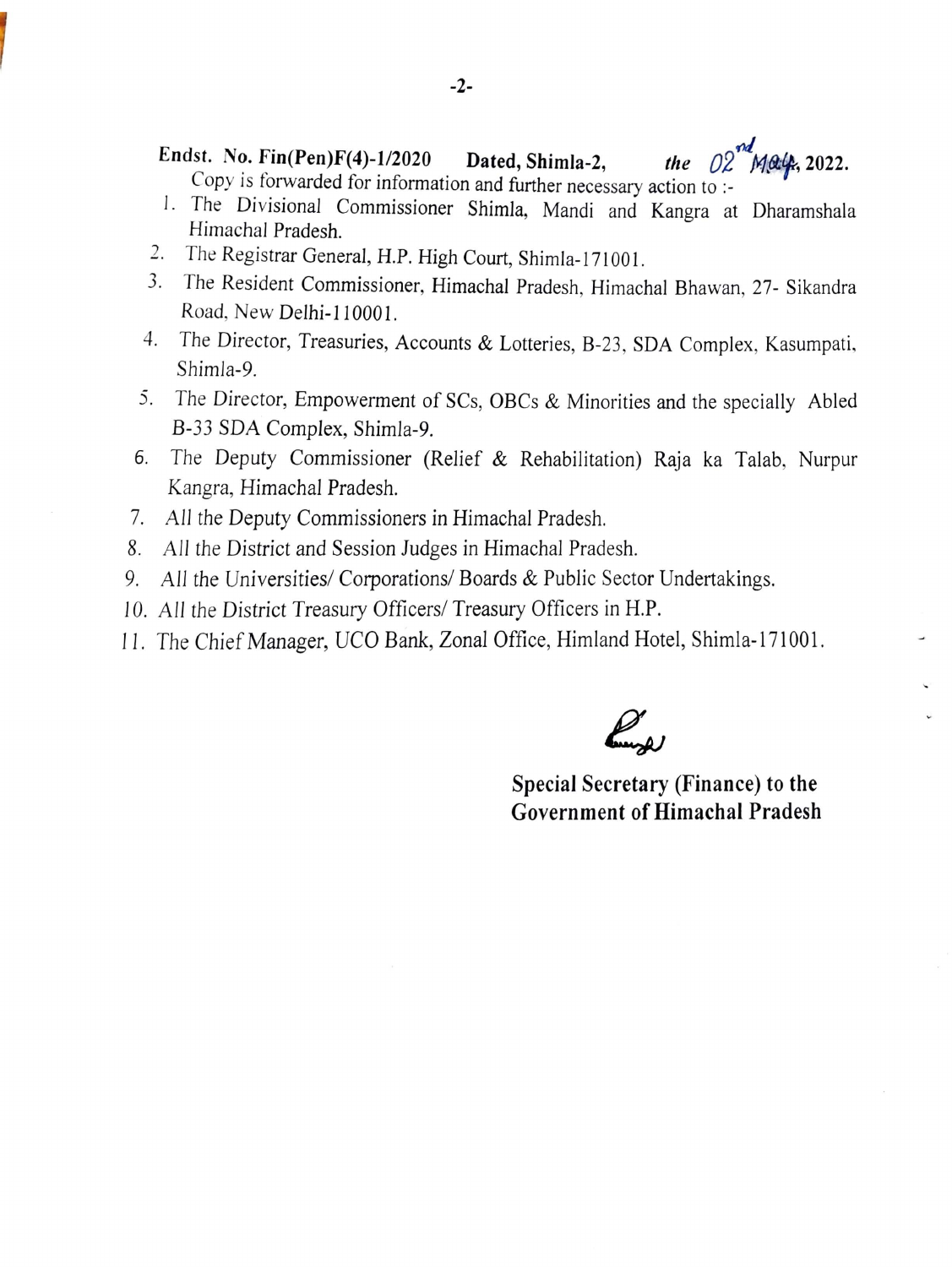**Endst. No. Fin(Pen)F(4)-1/2020 Dated, Shimla-2, *the* 02nd May, 2022.**

Copy is forwarded for information and further necessary action to :-

1. The Divisional Commissioner Shimla, Mandi and Kangra at Dharamshala Himachal Pradesh.
2. The Registrar General, H.P. High Court, Shimla-171001.
3. The Resident Commissioner, Himachal Pradesh, Himachal Bhawan, 27- Sikandra Road, New Delhi-110001.
4. The Director, Treasuries, Accounts & Lotteries, B-23, SDA Complex, Kasumpati, Shimla-9.
5. The Director, Empowerment of SCs, OBCs & Minorities and the specially Abled B-33 SDA Complex, Shimla-9.
6. The Deputy Commissioner (Relief & Rehabilitation) Raja ka Talab, Nurpur Kangra, Himachal Pradesh.
7. All the Deputy Commissioners in Himachal Pradesh.
8. All the District and Session Judges in Himachal Pradesh.
9. All the Universities/ Corporations/ Boards & Public Sector Undertakings.
10. All the District Treasury Officers/ Treasury Officers in H.P.
11. The Chief Manager, UCO Bank, Zonal Office, Himland Hotel, Shimla-171001.

**Special Secretary (Finance) to the**
**Government of Himachal Pradesh**